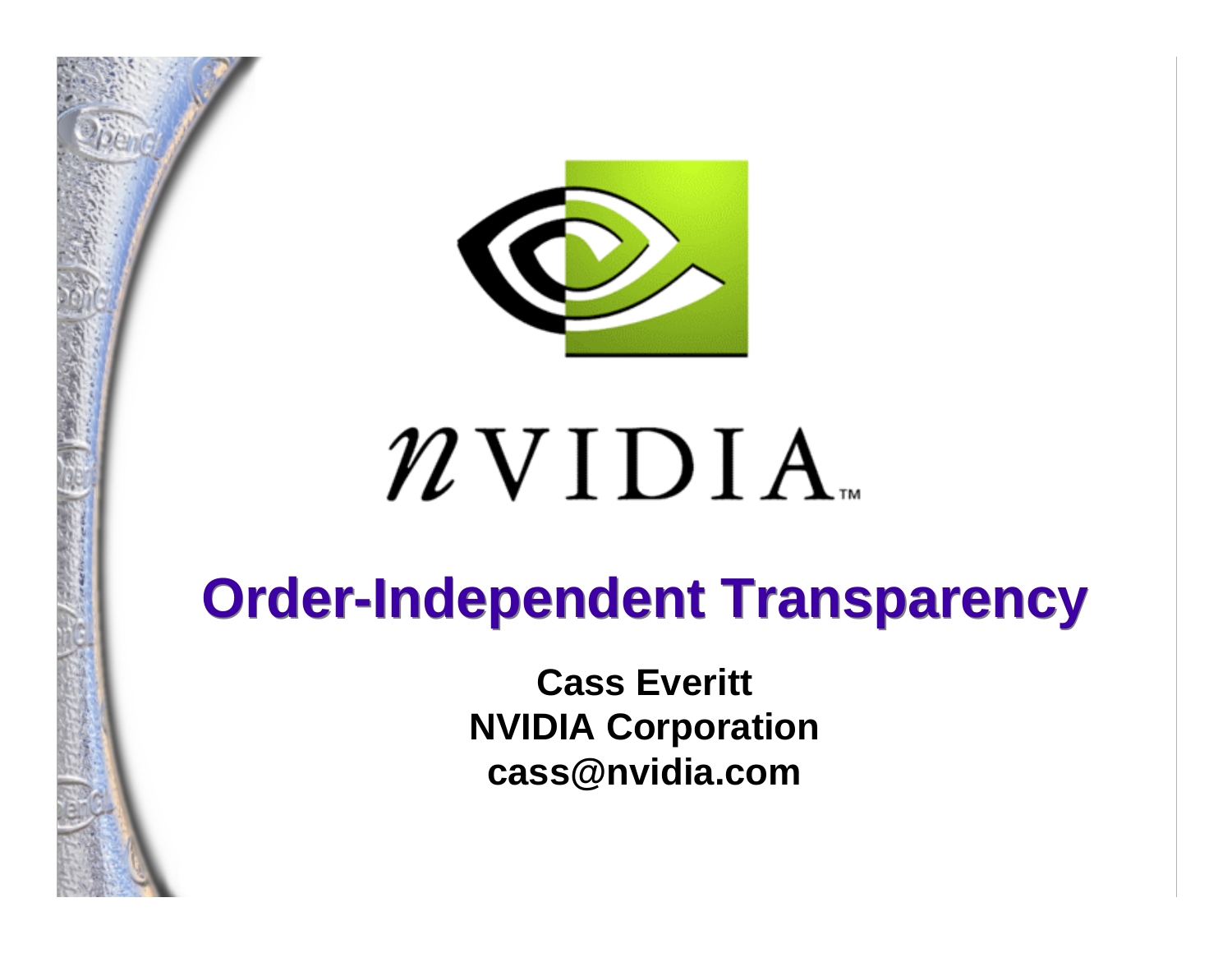# Order-Independent Transparency

**Cass Everitt**
**NVIDIA Corporation**
**cass@nvidia.com**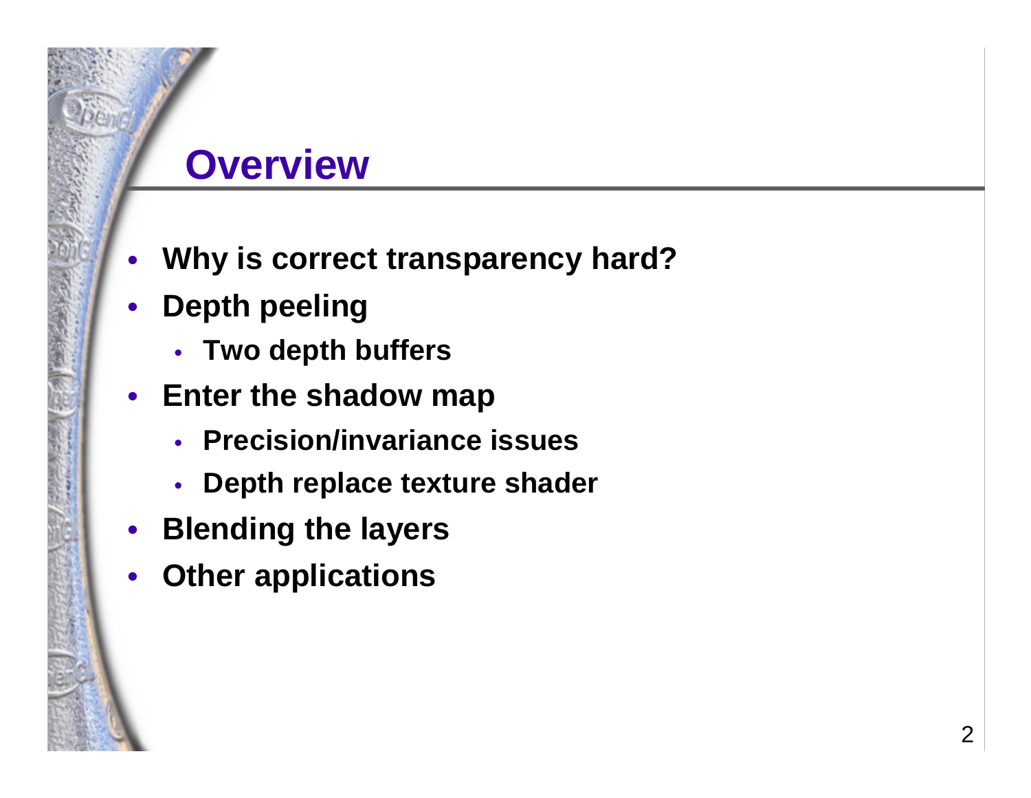## Overview

- **Why is correct transparency hard?**
- **Depth peeling**
  - **Two depth buffers**
- **Enter the shadow map**
  - **Precision/invariance issues**
  - **Depth replace texture shader**
- **Blending the layers**
- **Other applications**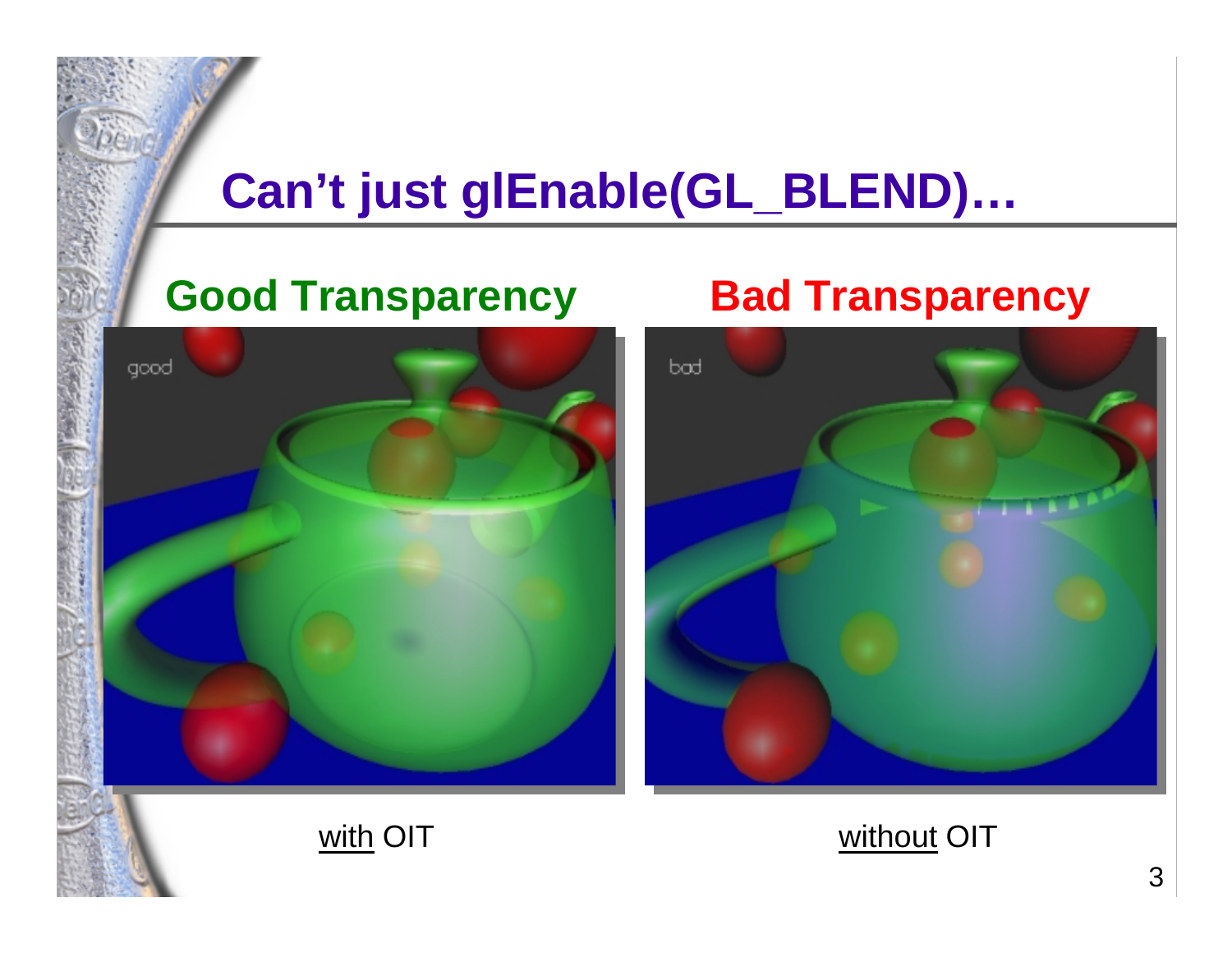# Can’t just glEnable(GL_BLEND)…

## Good Transparency

## Bad Transparency

with OIT

without OIT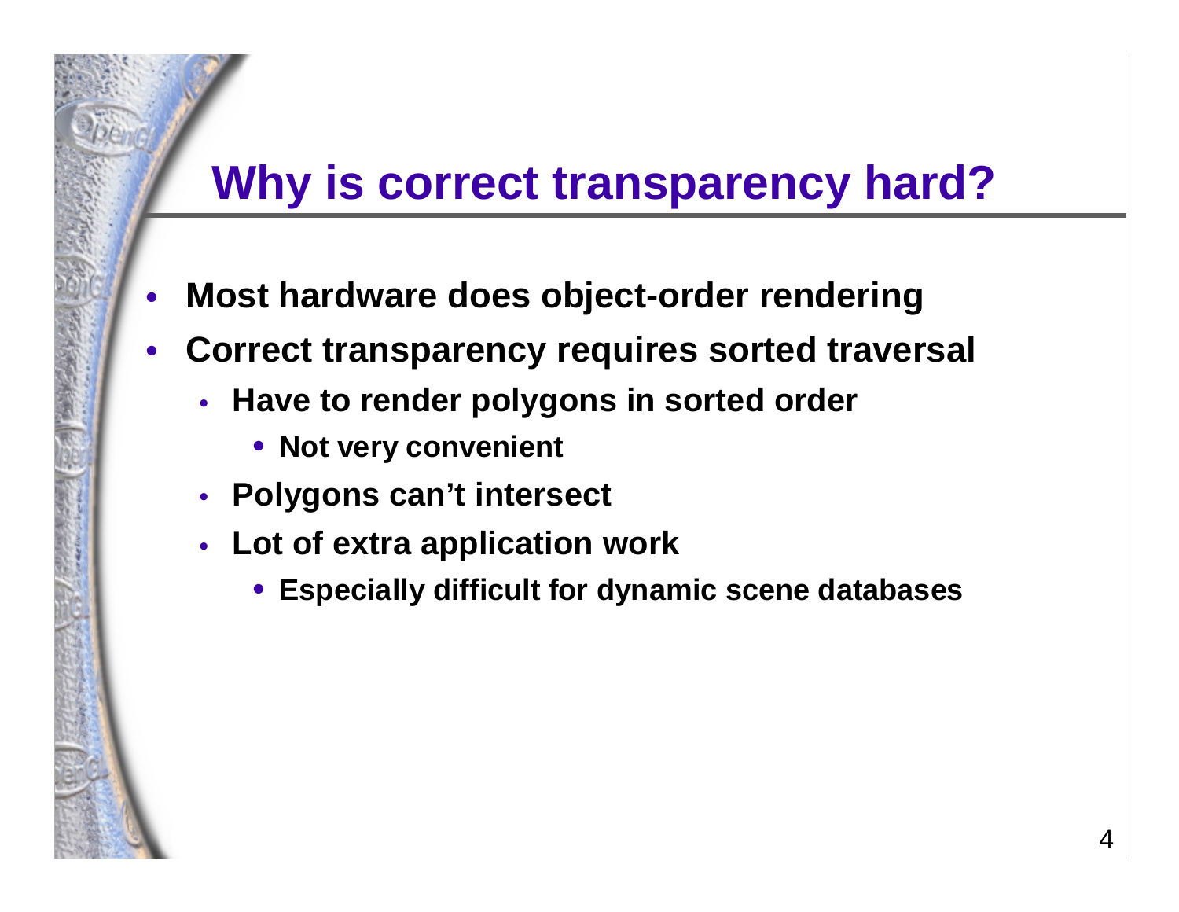# Why is correct transparency hard?

- **Most hardware does object-order rendering**
- **Correct transparency requires sorted traversal**
  - **Have to render polygons in sorted order**
    - **Not very convenient**
  - **Polygons can't intersect**
  - **Lot of extra application work**
    - **Especially difficult for dynamic scene databases**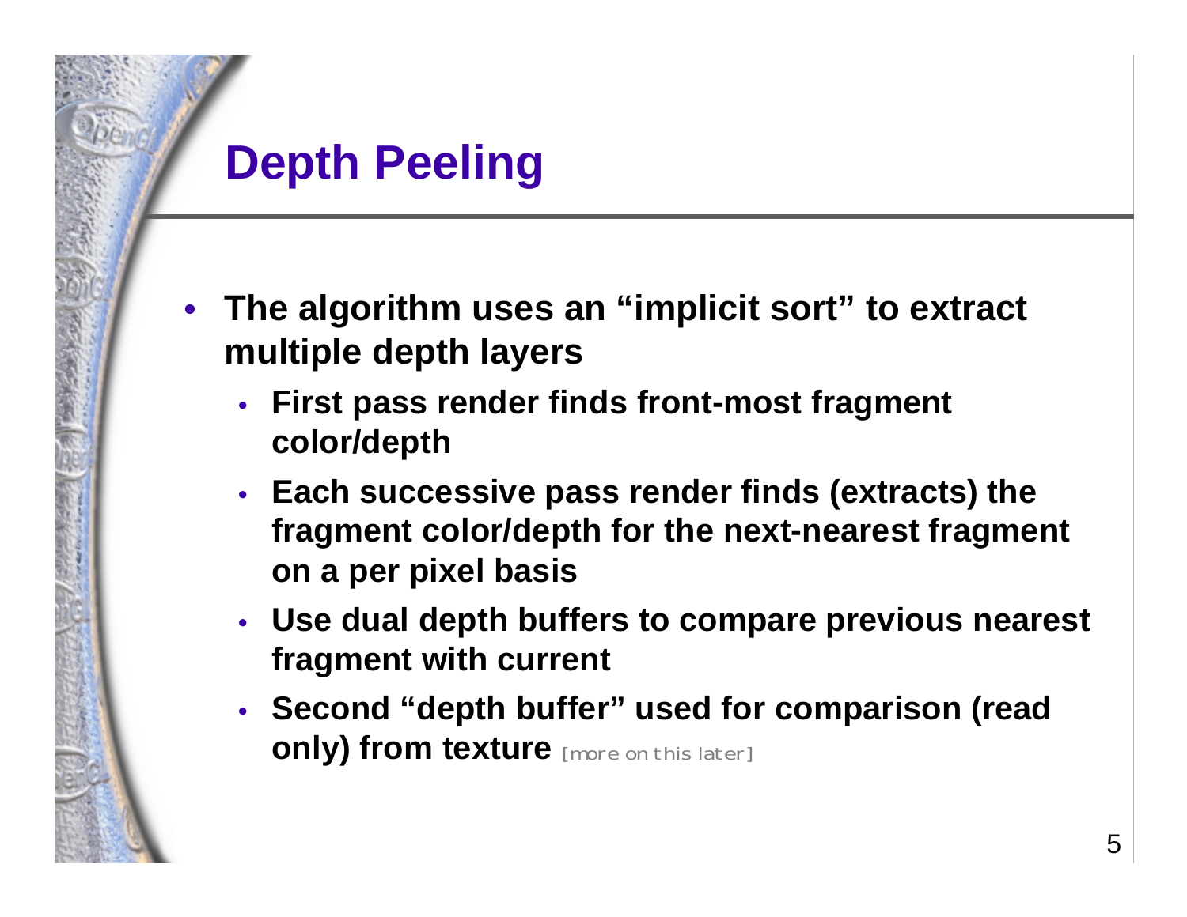# Depth Peeling

- **The algorithm uses an "implicit sort" to extract multiple depth layers**
  - **First pass render finds front-most fragment color/depth**
  - **Each successive pass render finds (extracts) the fragment color/depth for the next-nearest fragment on a per pixel basis**
  - **Use dual depth buffers to compare previous nearest fragment with current**
  - **Second "depth buffer" used for comparison (read only) from texture** [more on this later]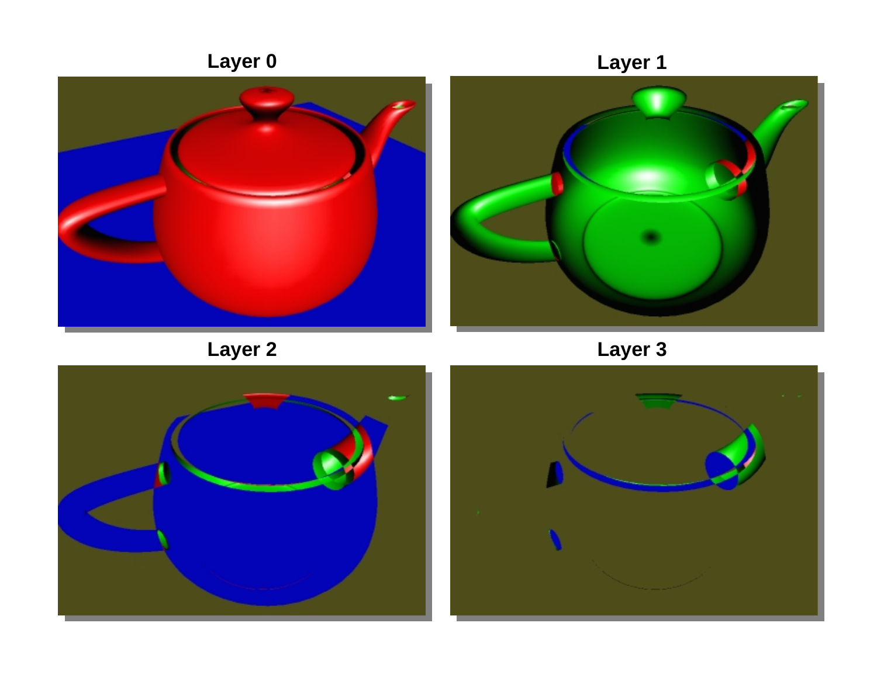Layer 0

Layer 1

Layer 2

Layer 3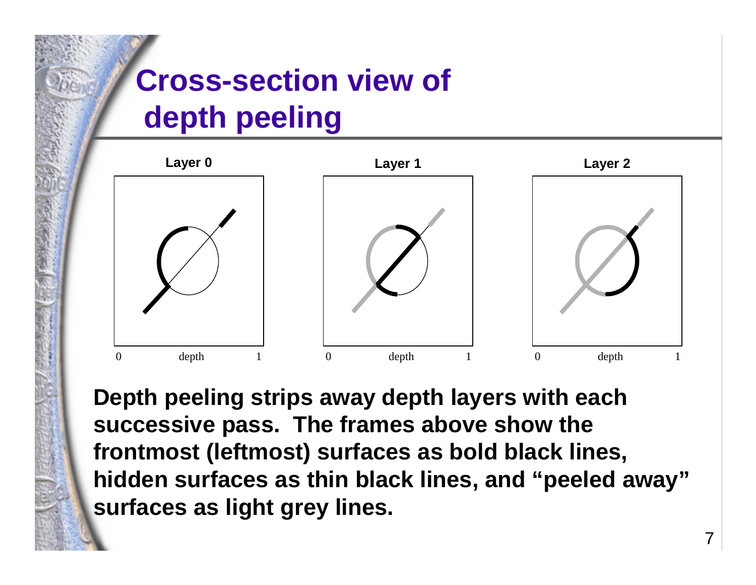# Cross-section view of depth peeling

Layer 0

0 depth 1

Layer 1

0 depth 1

Layer 2

0 depth 1

**Depth peeling strips away depth layers with each successive pass. The frames above show the frontmost (leftmost) surfaces as bold black lines, hidden surfaces as thin black lines, and "peeled away" surfaces as light grey lines.**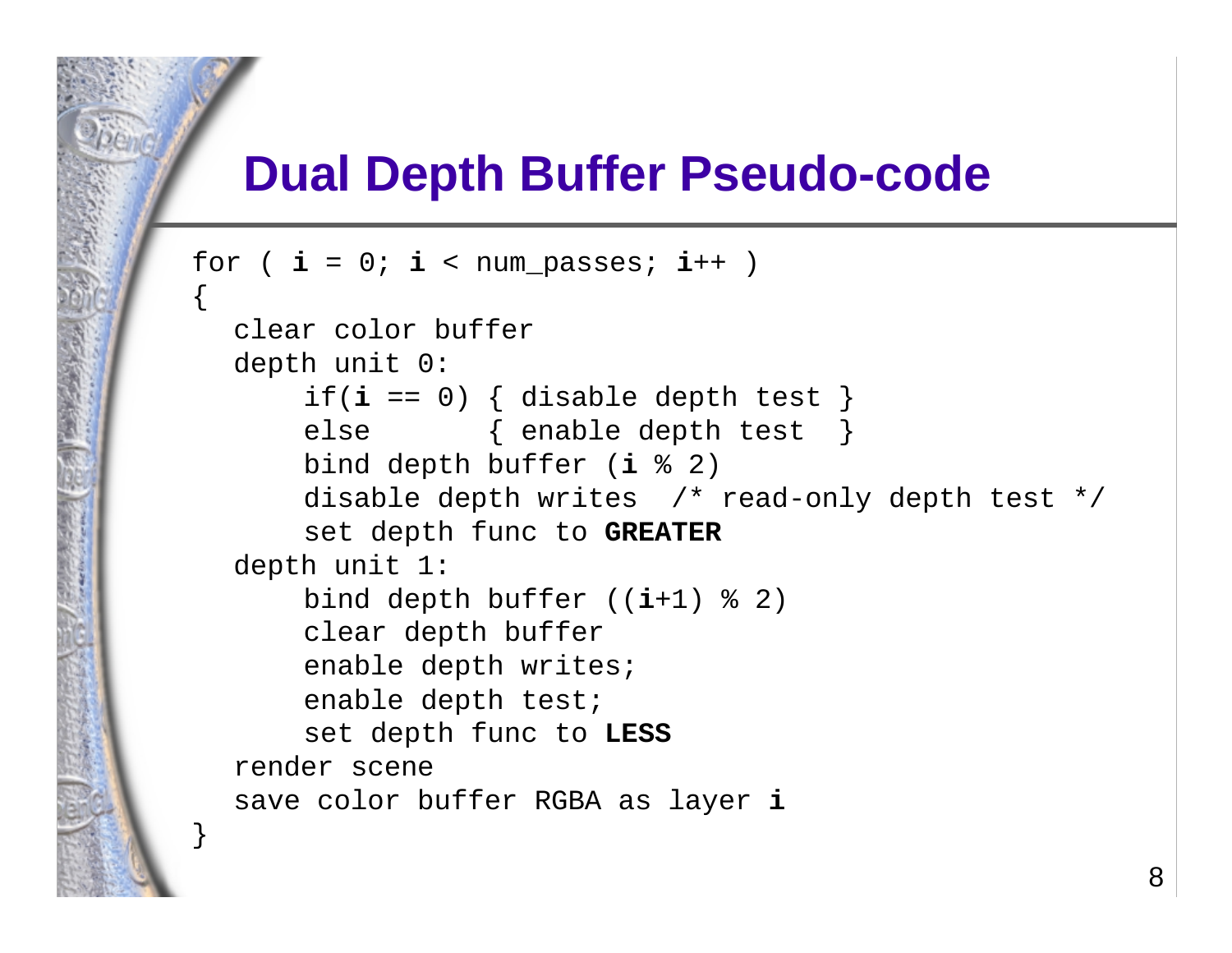# Dual Depth Buffer Pseudo-code

```
for ( i = 0; i < num_passes; i++ )
{
  clear color buffer
  depth unit 0:
      if(i == 0) { disable depth test }
      else       { enable depth test  }
      bind depth buffer (i % 2)
      disable depth writes  /* read-only depth test */
      set depth func to GREATER
  depth unit 1:
      bind depth buffer ((i+1) % 2)
      clear depth buffer
      enable depth writes;
      enable depth test;
      set depth func to LESS
  render scene
  save color buffer RGBA as layer i
}
```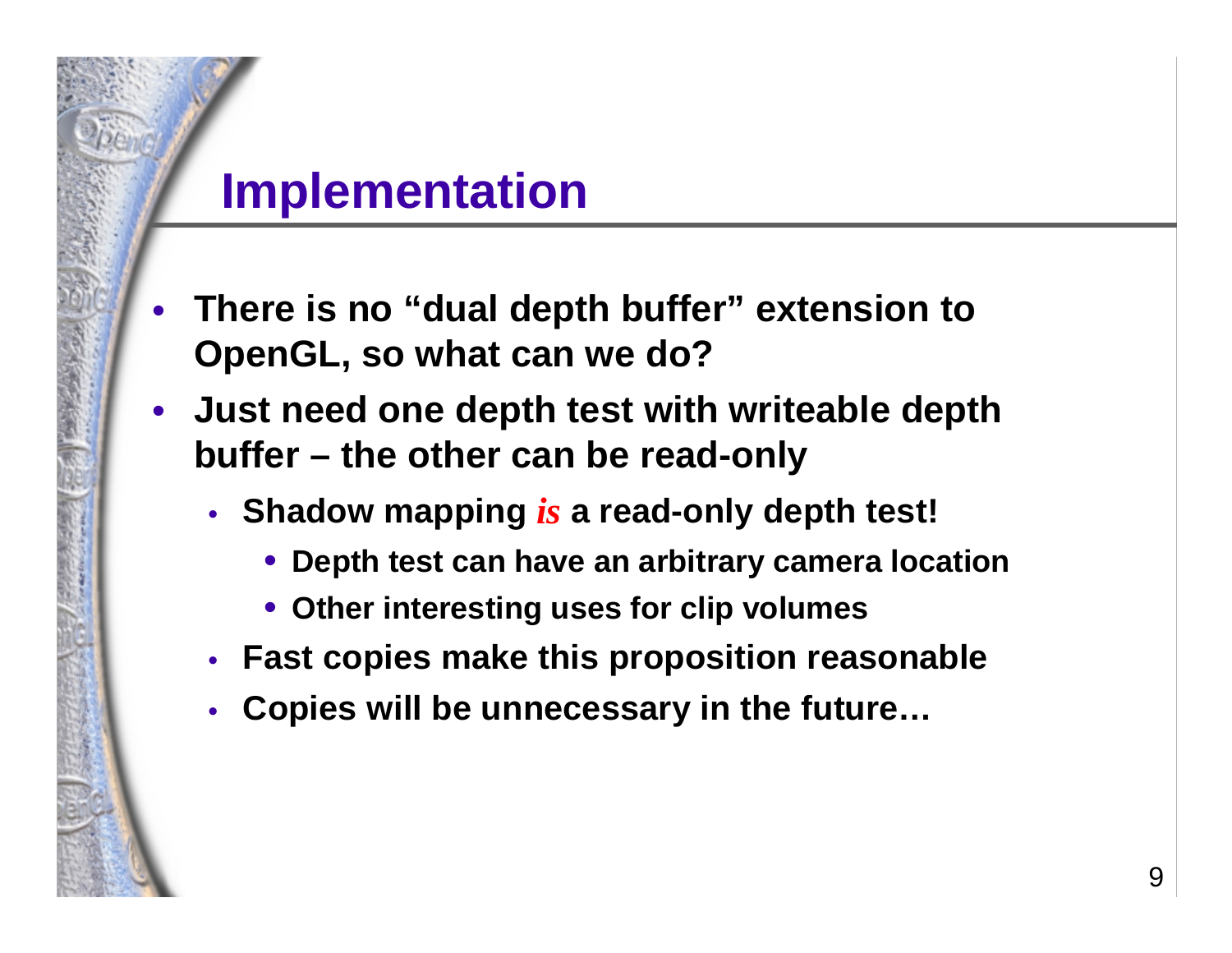# Implementation

- **There is no "dual depth buffer" extension to OpenGL, so what can we do?**
- **Just need one depth test with writeable depth buffer – the other can be read-only**
  - **Shadow mapping *is* a read-only depth test!**
    - **Depth test can have an arbitrary camera location**
    - **Other interesting uses for clip volumes**
  - **Fast copies make this proposition reasonable**
  - **Copies will be unnecessary in the future…**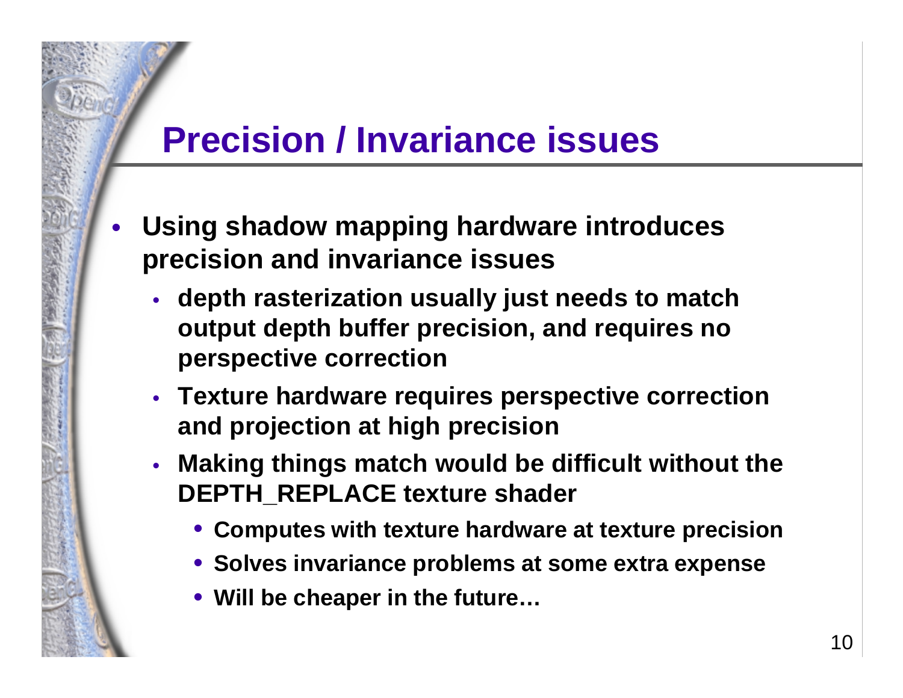# Precision / Invariance issues

- **Using shadow mapping hardware introduces precision and invariance issues**
  - **depth rasterization usually just needs to match output depth buffer precision, and requires no perspective correction**
  - **Texture hardware requires perspective correction and projection at high precision**
  - **Making things match would be difficult without the DEPTH_REPLACE texture shader**
    - **Computes with texture hardware at texture precision**
    - **Solves invariance problems at some extra expense**
    - **Will be cheaper in the future…**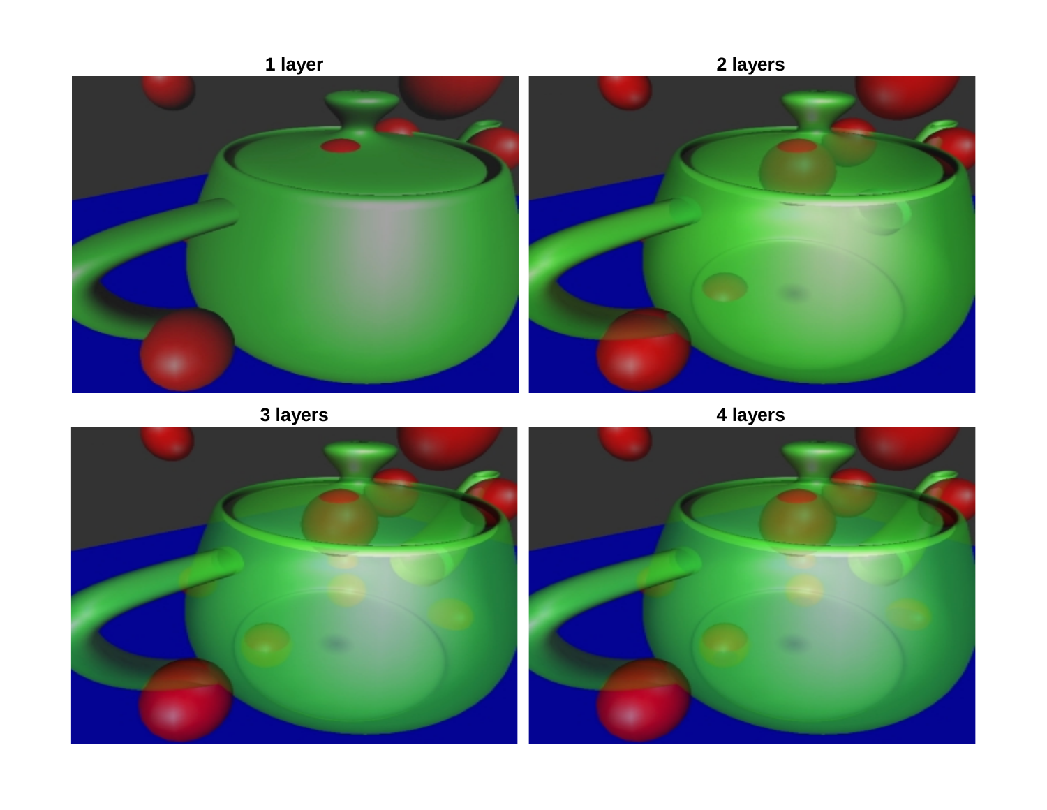1 layer

2 layers

3 layers

4 layers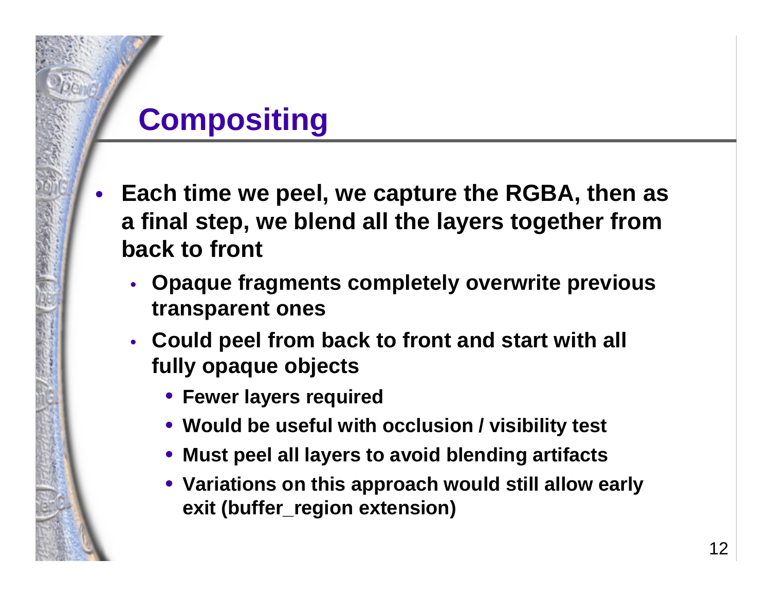# Compositing

- **Each time we peel, we capture the RGBA, then as a final step, we blend all the layers together from back to front**
  - **Opaque fragments completely overwrite previous transparent ones**
  - **Could peel from back to front and start with all fully opaque objects**
    - **Fewer layers required**
    - **Would be useful with occlusion / visibility test**
    - **Must peel all layers to avoid blending artifacts**
    - **Variations on this approach would still allow early exit (buffer_region extension)**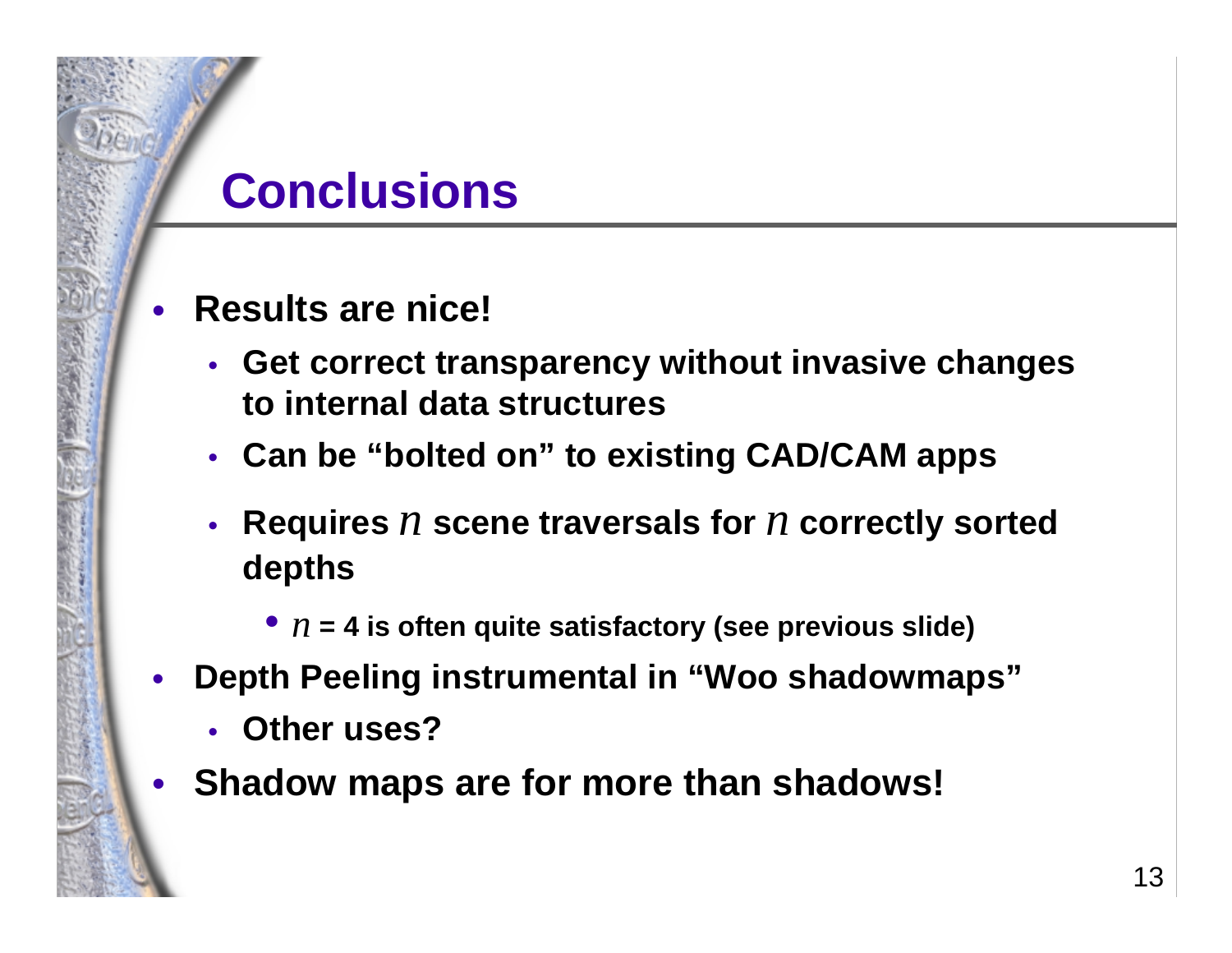# Conclusions

- **Results are nice!**
  - **Get correct transparency without invasive changes to internal data structures**
  - **Can be "bolted on" to existing CAD/CAM apps**
  - **Requires $n$ scene traversals for $n$ correctly sorted depths**
    - **$n$ = 4 is often quite satisfactory (see previous slide)**
- **Depth Peeling instrumental in "Woo shadowmaps"**
  - **Other uses?**
- **Shadow maps are for more than shadows!**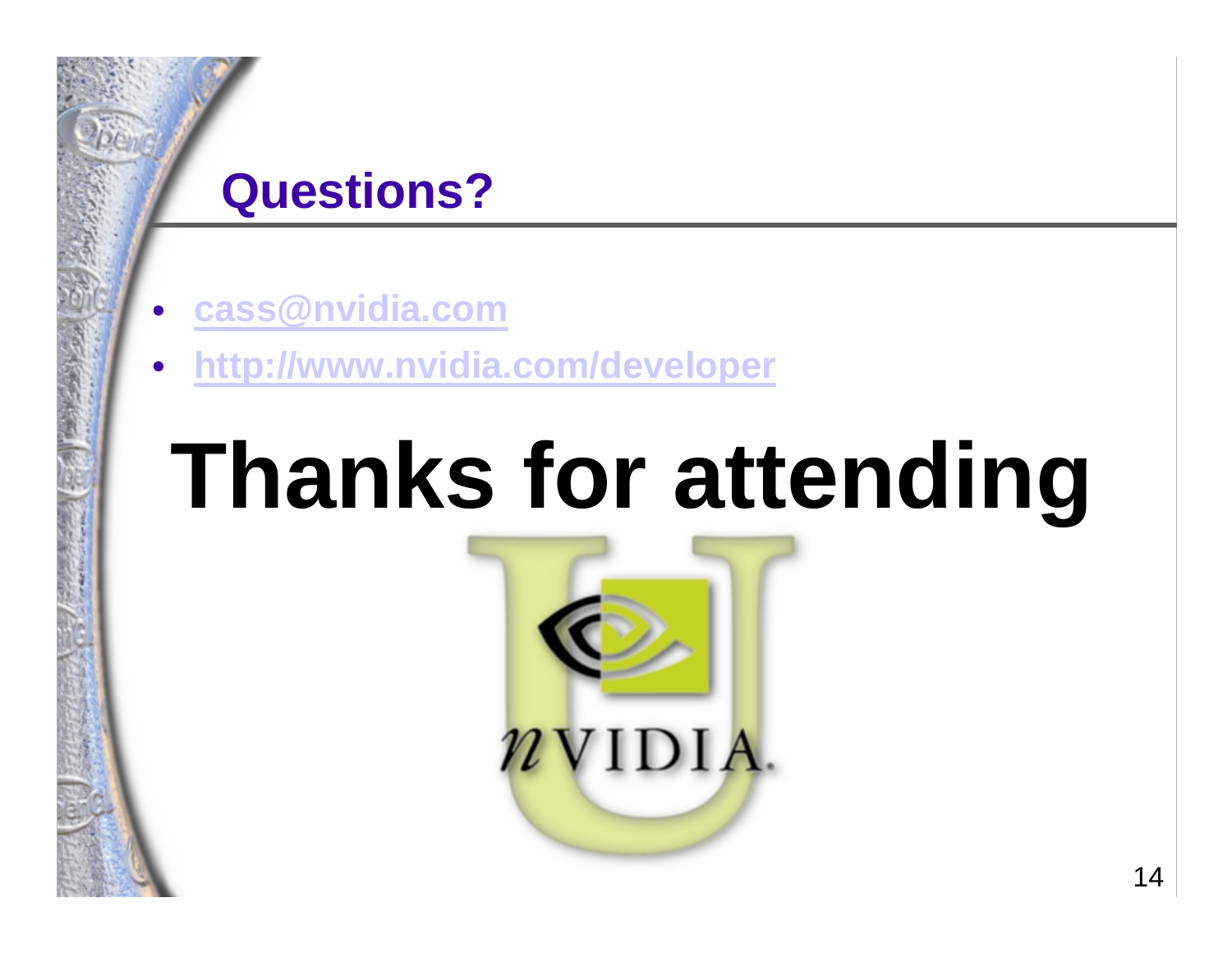## Questions?

- cass@nvidia.com
- http://www.nvidia.com/developer

# Thanks for attending